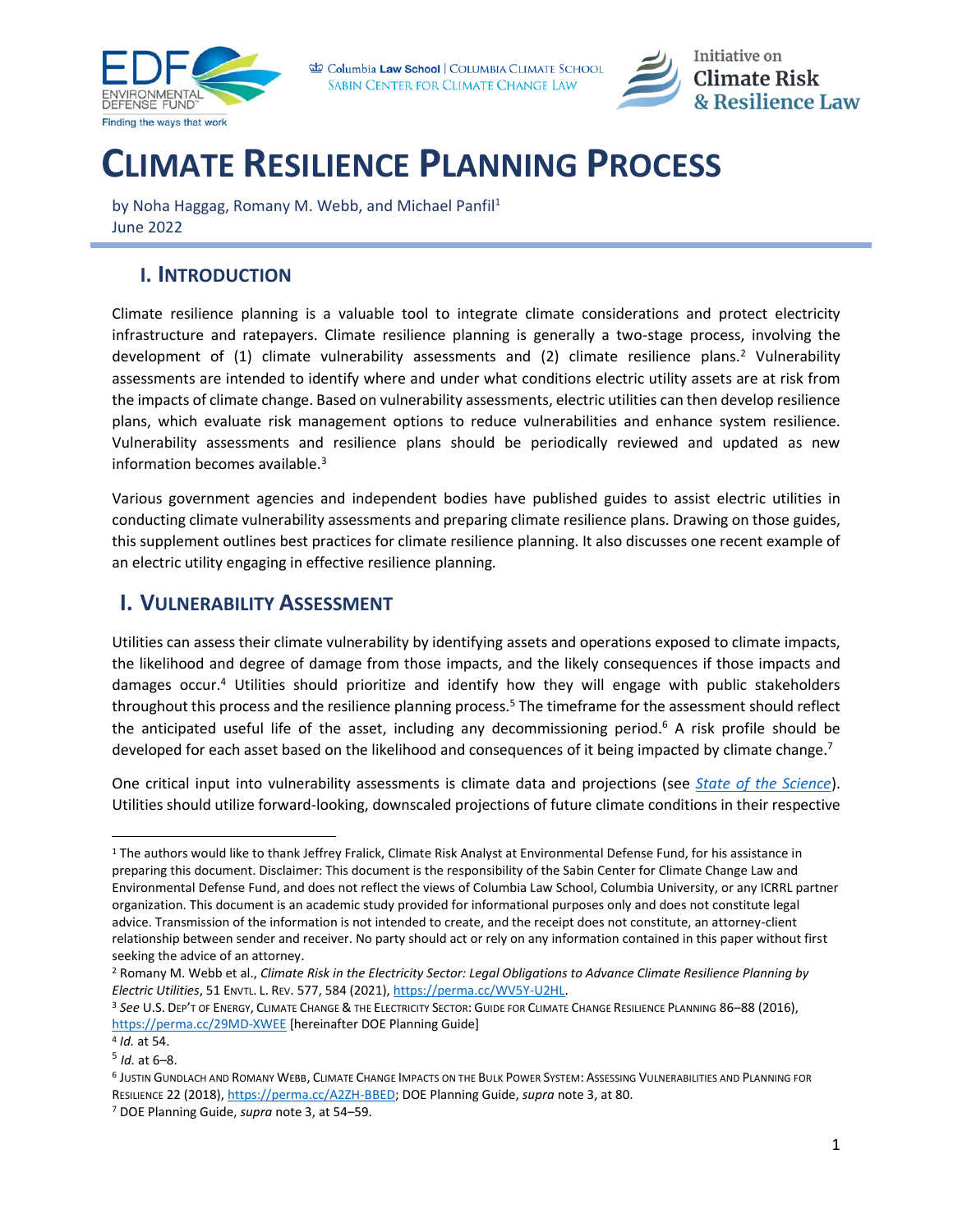# CLIMATE RESILIENCE PLANNING PROCESS

by Noha Haggag, Romany M. Webb, and Michael Panfil[1]
June 2022

## I. INTRODUCTION

Climate resilience planning is a valuable tool to integrate climate considerations and protect electricity infrastructure and ratepayers. Climate resilience planning is generally a two-stage process, involving the development of (1) climate vulnerability assessments and (2) climate resilience plans.[2] Vulnerability assessments are intended to identify where and under what conditions electric utility assets are at risk from the impacts of climate change. Based on vulnerability assessments, electric utilities can then develop resilience plans, which evaluate risk management options to reduce vulnerabilities and enhance system resilience. Vulnerability assessments and resilience plans should be periodically reviewed and updated as new information becomes available.[3]

Various government agencies and independent bodies have published guides to assist electric utilities in conducting climate vulnerability assessments and preparing climate resilience plans. Drawing on those guides, this supplement outlines best practices for climate resilience planning. It also discusses one recent example of an electric utility engaging in effective resilience planning.

## I. VULNERABILITY ASSESSMENT

Utilities can assess their climate vulnerability by identifying assets and operations exposed to climate impacts, the likelihood and degree of damage from those impacts, and the likely consequences if those impacts and damages occur.[4] Utilities should prioritize and identify how they will engage with public stakeholders throughout this process and the resilience planning process.[5] The timeframe for the assessment should reflect the anticipated useful life of the asset, including any decommissioning period.[6] A risk profile should be developed for each asset based on the likelihood and consequences of it being impacted by climate change.[7]

One critical input into vulnerability assessments is climate data and projections (see *State of the Science*). Utilities should utilize forward-looking, downscaled projections of future climate conditions in their respective

---

[1] The authors would like to thank Jeffrey Fralick, Climate Risk Analyst at Environmental Defense Fund, for his assistance in preparing this document. Disclaimer: This document is the responsibility of the Sabin Center for Climate Change Law and Environmental Defense Fund, and does not reflect the views of Columbia Law School, Columbia University, or any ICRRL partner organization. This document is an academic study provided for informational purposes only and does not constitute legal advice. Transmission of the information is not intended to create, and the receipt does not constitute, an attorney-client relationship between sender and receiver. No party should act or rely on any information contained in this paper without first seeking the advice of an attorney.

[2] Romany M. Webb et al., *Climate Risk in the Electricity Sector: Legal Obligations to Advance Climate Resilience Planning by Electric Utilities*, 51 ENVTL. L. REV. 577, 584 (2021), https://perma.cc/WV5Y-U2HL.

[3] *See* U.S. DEP'T OF ENERGY, CLIMATE CHANGE & THE ELECTRICITY SECTOR: GUIDE FOR CLIMATE CHANGE RESILIENCE PLANNING 86–88 (2016), https://perma.cc/29MD-XWEE [hereinafter DOE Planning Guide]

[4] *Id.* at 54.

[5] *Id.* at 6–8.

[6] JUSTIN GUNDLACH AND ROMANY WEBB, CLIMATE CHANGE IMPACTS ON THE BULK POWER SYSTEM: ASSESSING VULNERABILITIES AND PLANNING FOR RESILIENCE 22 (2018), https://perma.cc/A2ZH-BBED; DOE Planning Guide, *supra* note 3, at 80.

[7] DOE Planning Guide, *supra* note 3, at 54–59.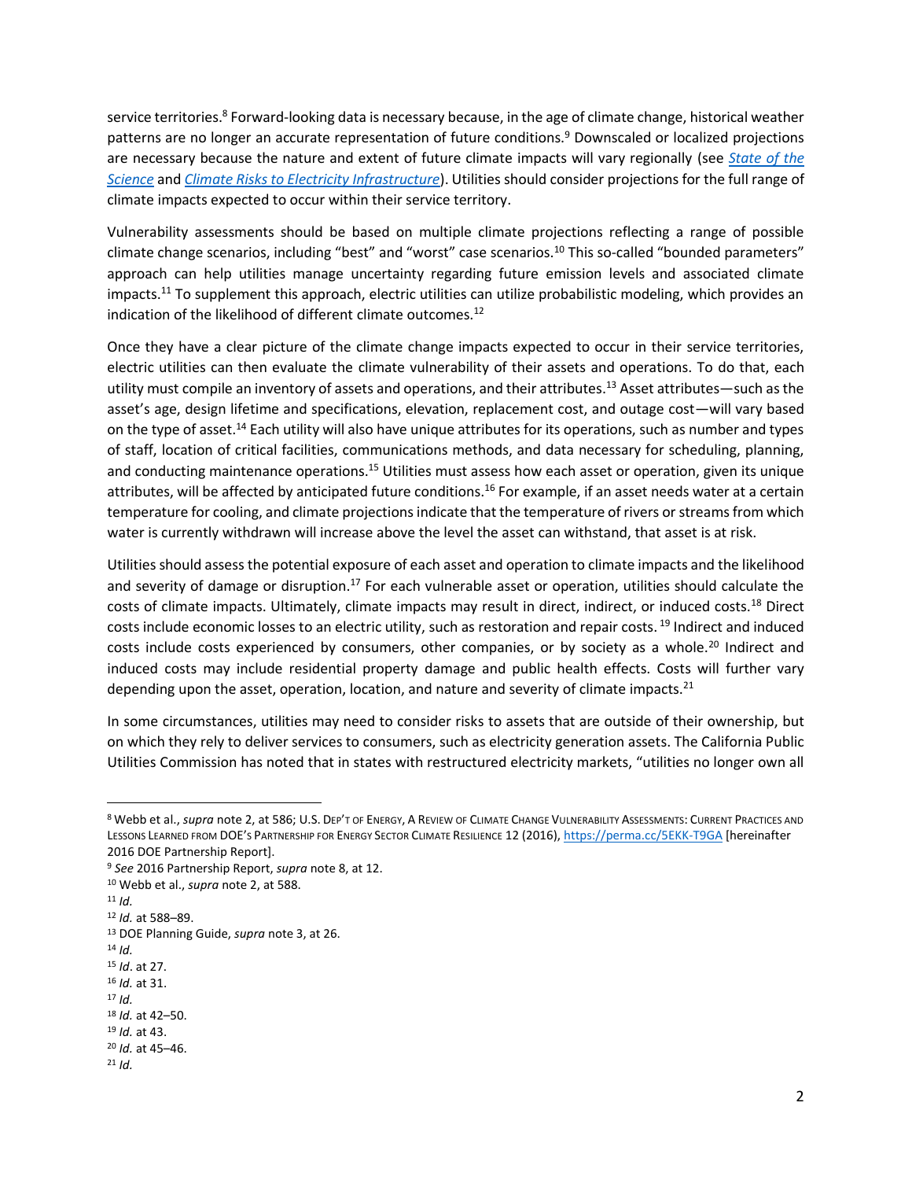service territories.[8] Forward-looking data is necessary because, in the age of climate change, historical weather patterns are no longer an accurate representation of future conditions.[9] Downscaled or localized projections are necessary because the nature and extent of future climate impacts will vary regionally (see [*State of the Science*]() and [*Climate Risks to Electricity Infrastructure*]()). Utilities should consider projections for the full range of climate impacts expected to occur within their service territory.

Vulnerability assessments should be based on multiple climate projections reflecting a range of possible climate change scenarios, including "best" and "worst" case scenarios.[10] This so-called "bounded parameters" approach can help utilities manage uncertainty regarding future emission levels and associated climate impacts.[11] To supplement this approach, electric utilities can utilize probabilistic modeling, which provides an indication of the likelihood of different climate outcomes.[12]

Once they have a clear picture of the climate change impacts expected to occur in their service territories, electric utilities can then evaluate the climate vulnerability of their assets and operations. To do that, each utility must compile an inventory of assets and operations, and their attributes.[13] Asset attributes—such as the asset's age, design lifetime and specifications, elevation, replacement cost, and outage cost—will vary based on the type of asset.[14] Each utility will also have unique attributes for its operations, such as number and types of staff, location of critical facilities, communications methods, and data necessary for scheduling, planning, and conducting maintenance operations.[15] Utilities must assess how each asset or operation, given its unique attributes, will be affected by anticipated future conditions.[16] For example, if an asset needs water at a certain temperature for cooling, and climate projections indicate that the temperature of rivers or streams from which water is currently withdrawn will increase above the level the asset can withstand, that asset is at risk.

Utilities should assess the potential exposure of each asset and operation to climate impacts and the likelihood and severity of damage or disruption.[17] For each vulnerable asset or operation, utilities should calculate the costs of climate impacts. Ultimately, climate impacts may result in direct, indirect, or induced costs.[18] Direct costs include economic losses to an electric utility, such as restoration and repair costs.[19] Indirect and induced costs include costs experienced by consumers, other companies, or by society as a whole.[20] Indirect and induced costs may include residential property damage and public health effects. Costs will further vary depending upon the asset, operation, location, and nature and severity of climate impacts.[21]

In some circumstances, utilities may need to consider risks to assets that are outside of their ownership, but on which they rely to deliver services to consumers, such as electricity generation assets. The California Public Utilities Commission has noted that in states with restructured electricity markets, "utilities no longer own all

---

[8] Webb et al., *supra* note 2, at 586; U.S. DEP'T OF ENERGY, A REVIEW OF CLIMATE CHANGE VULNERABILITY ASSESSMENTS: CURRENT PRACTICES AND LESSONS LEARNED FROM DOE'S PARTNERSHIP FOR ENERGY SECTOR CLIMATE RESILIENCE 12 (2016), https://perma.cc/5EKK-T9GA [hereinafter 2016 DOE Partnership Report].

[9] *See* 2016 Partnership Report, *supra* note 8, at 12.

[10] Webb et al., *supra* note 2, at 588.

[11] *Id.*

[12] *Id.* at 588–89.

[13] DOE Planning Guide, *supra* note 3, at 26.

[14] *Id.*

[15] *Id*. at 27.

[16] *Id.* at 31.

[17] *Id.*

[18] *Id.* at 42–50.

[19] *Id.* at 43.

[20] *Id.* at 45–46.

[21] *Id.*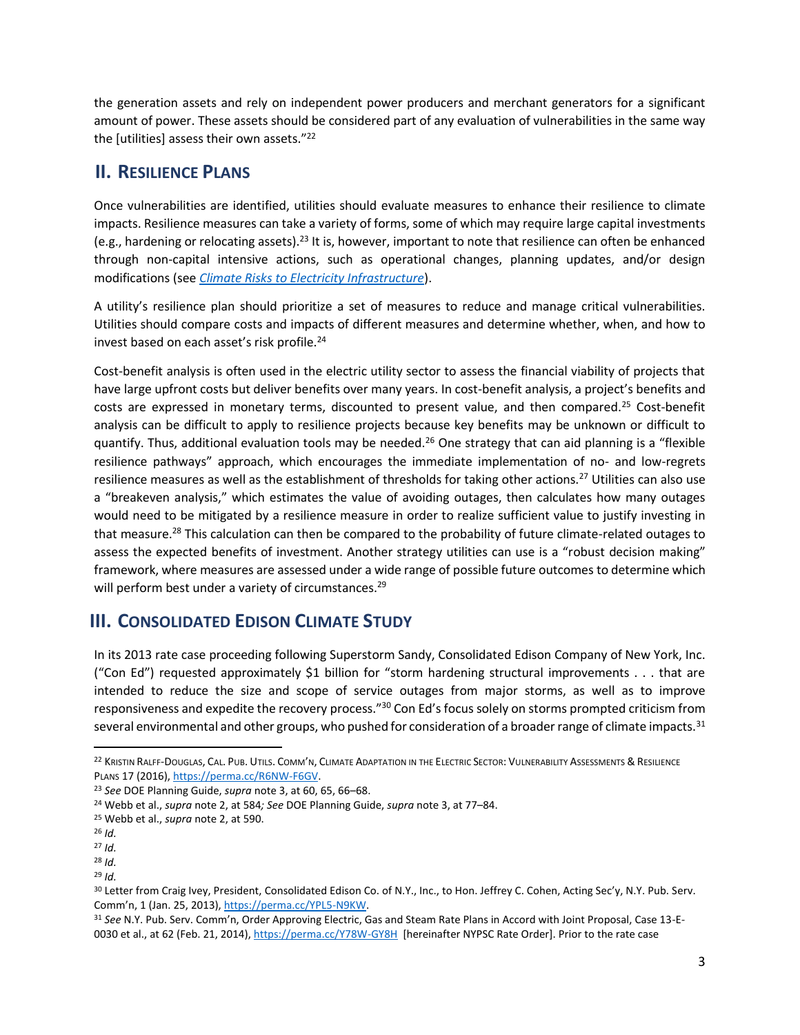the generation assets and rely on independent power producers and merchant generators for a significant amount of power. These assets should be considered part of any evaluation of vulnerabilities in the same way the [utilities] assess their own assets."[22]

## II. RESILIENCE PLANS

Once vulnerabilities are identified, utilities should evaluate measures to enhance their resilience to climate impacts. Resilience measures can take a variety of forms, some of which may require large capital investments (e.g., hardening or relocating assets).[23] It is, however, important to note that resilience can often be enhanced through non-capital intensive actions, such as operational changes, planning updates, and/or design modifications (see *Climate Risks to Electricity Infrastructure*).

A utility's resilience plan should prioritize a set of measures to reduce and manage critical vulnerabilities. Utilities should compare costs and impacts of different measures and determine whether, when, and how to invest based on each asset's risk profile.[24]

Cost-benefit analysis is often used in the electric utility sector to assess the financial viability of projects that have large upfront costs but deliver benefits over many years. In cost-benefit analysis, a project's benefits and costs are expressed in monetary terms, discounted to present value, and then compared.[25] Cost-benefit analysis can be difficult to apply to resilience projects because key benefits may be unknown or difficult to quantify. Thus, additional evaluation tools may be needed.[26] One strategy that can aid planning is a "flexible resilience pathways" approach, which encourages the immediate implementation of no- and low-regrets resilience measures as well as the establishment of thresholds for taking other actions.[27] Utilities can also use a "breakeven analysis," which estimates the value of avoiding outages, then calculates how many outages would need to be mitigated by a resilience measure in order to realize sufficient value to justify investing in that measure.[28] This calculation can then be compared to the probability of future climate-related outages to assess the expected benefits of investment. Another strategy utilities can use is a "robust decision making" framework, where measures are assessed under a wide range of possible future outcomes to determine which will perform best under a variety of circumstances.[29]

## III. CONSOLIDATED EDISON CLIMATE STUDY

In its 2013 rate case proceeding following Superstorm Sandy, Consolidated Edison Company of New York, Inc. ("Con Ed") requested approximately $1 billion for "storm hardening structural improvements . . . that are intended to reduce the size and scope of service outages from major storms, as well as to improve responsiveness and expedite the recovery process."[30] Con Ed's focus solely on storms prompted criticism from several environmental and other groups, who pushed for consideration of a broader range of climate impacts.[31]

---

[22] KRISTIN RALFF-DOUGLAS, CAL. PUB. UTILS. COMM'N, CLIMATE ADAPTATION IN THE ELECTRIC SECTOR: VULNERABILITY ASSESSMENTS & RESILIENCE PLANS 17 (2016), https://perma.cc/R6NW-F6GV.

[23] *See* DOE Planning Guide, *supra* note 3, at 60, 65, 66–68.

[24] Webb et al., *supra* note 2, at 584*; See* DOE Planning Guide, *supra* note 3, at 77–84.

[25] Webb et al., *supra* note 2, at 590.

[26] *Id.*

[27] *Id.*

[28] *Id.*

[29] *Id.*

[30] Letter from Craig Ivey, President, Consolidated Edison Co. of N.Y., Inc., to Hon. Jeffrey C. Cohen, Acting Sec'y, N.Y. Pub. Serv. Comm'n, 1 (Jan. 25, 2013), https://perma.cc/YPL5-N9KW.

[31] *See* N.Y. Pub. Serv. Comm'n, Order Approving Electric, Gas and Steam Rate Plans in Accord with Joint Proposal, Case 13-E-0030 et al., at 62 (Feb. 21, 2014), https://perma.cc/Y78W-GY8H [hereinafter NYPSC Rate Order]. Prior to the rate case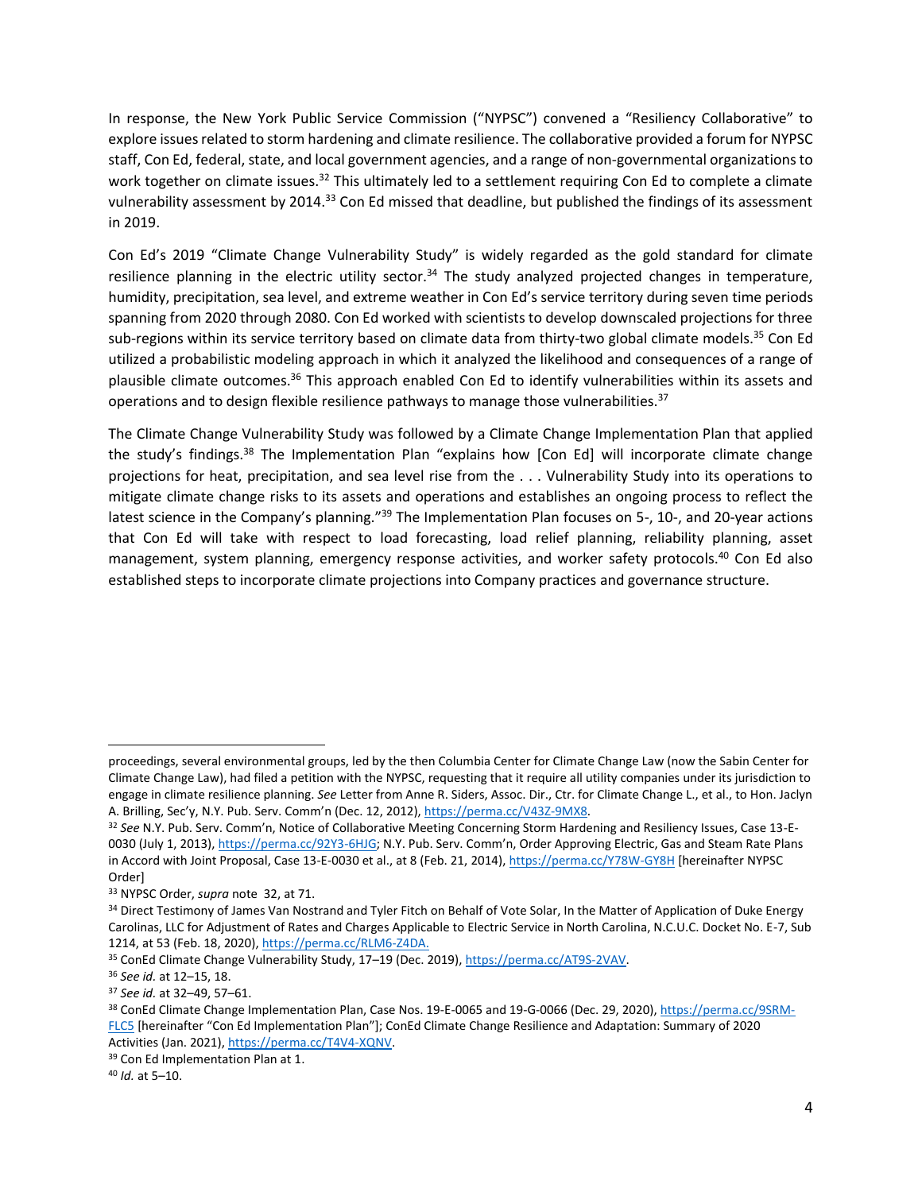In response, the New York Public Service Commission ("NYPSC") convened a "Resiliency Collaborative" to explore issues related to storm hardening and climate resilience. The collaborative provided a forum for NYPSC staff, Con Ed, federal, state, and local government agencies, and a range of non-governmental organizations to work together on climate issues.[32] This ultimately led to a settlement requiring Con Ed to complete a climate vulnerability assessment by 2014.[33] Con Ed missed that deadline, but published the findings of its assessment in 2019.

Con Ed's 2019 "Climate Change Vulnerability Study" is widely regarded as the gold standard for climate resilience planning in the electric utility sector.[34] The study analyzed projected changes in temperature, humidity, precipitation, sea level, and extreme weather in Con Ed's service territory during seven time periods spanning from 2020 through 2080. Con Ed worked with scientists to develop downscaled projections for three sub-regions within its service territory based on climate data from thirty-two global climate models.[35] Con Ed utilized a probabilistic modeling approach in which it analyzed the likelihood and consequences of a range of plausible climate outcomes.[36] This approach enabled Con Ed to identify vulnerabilities within its assets and operations and to design flexible resilience pathways to manage those vulnerabilities.[37]

The Climate Change Vulnerability Study was followed by a Climate Change Implementation Plan that applied the study's findings.[38] The Implementation Plan "explains how [Con Ed] will incorporate climate change projections for heat, precipitation, and sea level rise from the . . . Vulnerability Study into its operations to mitigate climate change risks to its assets and operations and establishes an ongoing process to reflect the latest science in the Company's planning."[39] The Implementation Plan focuses on 5-, 10-, and 20-year actions that Con Ed will take with respect to load forecasting, load relief planning, reliability planning, asset management, system planning, emergency response activities, and worker safety protocols.[40] Con Ed also established steps to incorporate climate projections into Company practices and governance structure.

---

proceedings, several environmental groups, led by the then Columbia Center for Climate Change Law (now the Sabin Center for Climate Change Law), had filed a petition with the NYPSC, requesting that it require all utility companies under its jurisdiction to engage in climate resilience planning. *See* Letter from Anne R. Siders, Assoc. Dir., Ctr. for Climate Change L., et al., to Hon. Jaclyn A. Brilling, Sec'y, N.Y. Pub. Serv. Comm'n (Dec. 12, 2012), https://perma.cc/V43Z-9MX8.

[32] *See* N.Y. Pub. Serv. Comm'n, Notice of Collaborative Meeting Concerning Storm Hardening and Resiliency Issues, Case 13-E-0030 (July 1, 2013), https://perma.cc/92Y3-6HJG; N.Y. Pub. Serv. Comm'n, Order Approving Electric, Gas and Steam Rate Plans in Accord with Joint Proposal, Case 13-E-0030 et al., at 8 (Feb. 21, 2014), https://perma.cc/Y78W-GY8H [hereinafter NYPSC Order]

[33] NYPSC Order, *supra* note 32, at 71.

[34] Direct Testimony of James Van Nostrand and Tyler Fitch on Behalf of Vote Solar, In the Matter of Application of Duke Energy Carolinas, LLC for Adjustment of Rates and Charges Applicable to Electric Service in North Carolina, N.C.U.C. Docket No. E-7, Sub 1214, at 53 (Feb. 18, 2020), https://perma.cc/RLM6-Z4DA.

[35] ConEd Climate Change Vulnerability Study, 17–19 (Dec. 2019), https://perma.cc/AT9S-2VAV.

[36] *See id.* at 12–15, 18.

[37] *See id.* at 32–49, 57–61.

[38] ConEd Climate Change Implementation Plan, Case Nos. 19-E-0065 and 19-G-0066 (Dec. 29, 2020), https://perma.cc/9SRM-FLC5 [hereinafter "Con Ed Implementation Plan"]; ConEd Climate Change Resilience and Adaptation: Summary of 2020 Activities (Jan. 2021), https://perma.cc/T4V4-XQNV.

[39] Con Ed Implementation Plan at 1.

[40] *Id.* at 5–10.